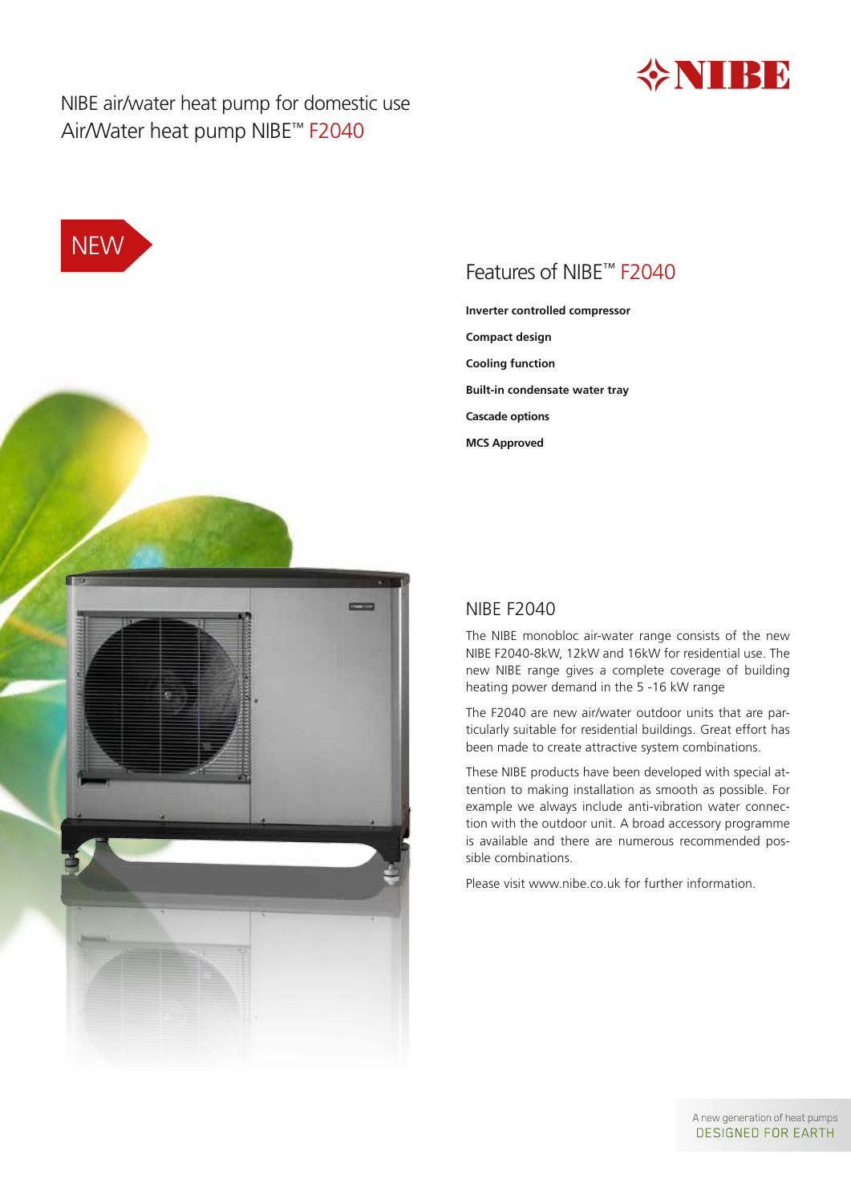NIBE air/water heat pump for domestic use

# Air/Water heat pump NIBE™ F2040

NEW

## Features of NIBE™ F2040

**Inverter controlled compressor**

**Compact design**

**Cooling function**

**Built-in condensate water tray**

**Cascade options**

**MCS Approved**

## NIBE F2040

The NIBE monobloc air-water range consists of the new NIBE F2040-8kW, 12kW and 16kW for residential use. The new NIBE range gives a complete coverage of building heating power demand in the 5 -16 kW range

The F2040 are new air/water outdoor units that are particularly suitable for residential buildings. Great effort has been made to create attractive system combinations.

These NIBE products have been developed with special attention to making installation as smooth as possible. For example we always include anti-vibration water connection with the outdoor unit. A broad accessory programme is available and there are numerous recommended possible combinations.

Please visit www.nibe.co.uk for further information.

A new generation of heat pumps
DESIGNED FOR EARTH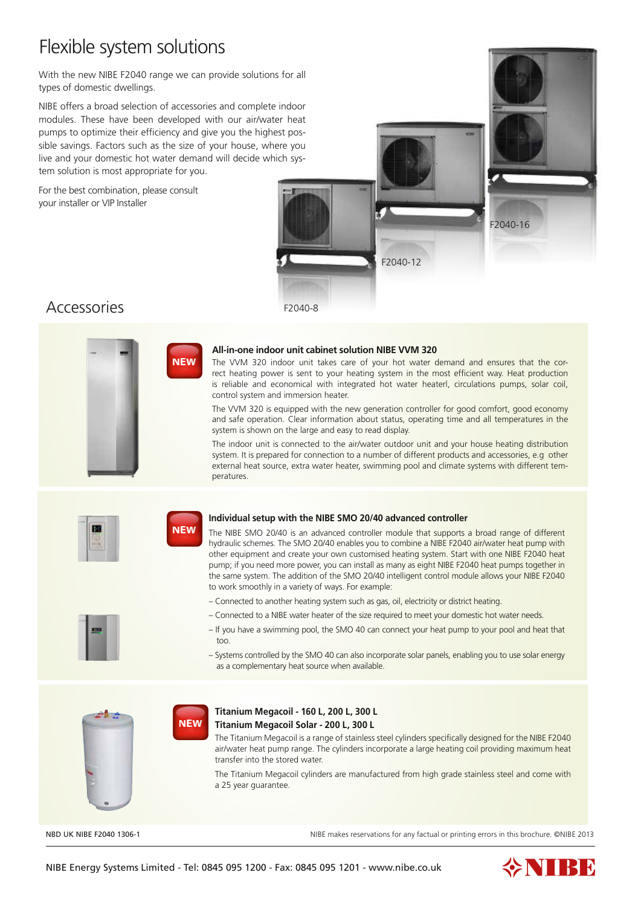# Flexible system solutions

With the new NIBE F2040 range we can provide solutions for all types of domestic dwellings.

NIBE offers a broad selection of accessories and complete indoor modules. These have been developed with our air/water heat pumps to optimize their efficiency and give you the highest possible savings. Factors such as the size of your house, where you live and your domestic hot water demand will decide which system solution is most appropriate for you.

For the best combination, please consult your installer or VIP Installer

F2040-16

F2040-12

F2040-8

## Accessories

NEW

### All-in-one indoor unit cabinet solution NIBE VVM 320

The VVM 320 indoor unit takes care of your hot water demand and ensures that the correct heating power is sent to your heating system in the most efficient way. Heat production is reliable and economical with integrated hot water heaterl, circulations pumps, solar coil, control system and immersion heater.

The VVM 320 is equipped with the new generation controller for good comfort, good economy and safe operation. Clear information about status, operating time and all temperatures in the system is shown on the large and easy to read display.

The indoor unit is connected to the air/water outdoor unit and your house heating distribution system. It is prepared for connection to a number of different products and accessories, e.g other external heat source, extra water heater, swimming pool and climate systems with different temperatures.

NEW

### Individual setup with the NIBE SMO 20/40 advanced controller

The NIBE SMO 20/40 is an advanced controller module that supports a broad range of different hydraulic schemes. The SMO 20/40 enables you to combine a NIBE F2040 air/water heat pump with other equipment and create your own customised heating system. Start with one NIBE F2040 heat pump; if you need more power, you can install as many as eight NIBE F2040 heat pumps together in the same system. The addition of the SMO 20/40 intelligent control module allows your NIBE F2040 to work smoothly in a variety of ways. For example:

- Connected to another heating system such as gas, oil, electricity or district heating.
- Connected to a NIBE water heater of the size required to meet your domestic hot water needs.
- If you have a swimming pool, the SMO 40 can connect your heat pump to your pool and heat that too.
- Systems controlled by the SMO 40 can also incorporate solar panels, enabling you to use solar energy as a complementary heat source when available.

NEW

### Titanium Megacoil - 160 L, 200 L, 300 L
### Titanium Megacoil Solar - 200 L, 300 L

The Titanium Megacoil is a range of stainless steel cylinders specifically designed for the NIBE F2040 air/water heat pump range. The cylinders incorporate a large heating coil providing maximum heat transfer into the stored water.

The Titanium Megacoil cylinders are manufactured from high grade stainless steel and come with a 25 year guarantee.

NBD UK NIBE F2040 1306-1

NIBE makes reservations for any factual or printing errors in this brochure. ©NIBE 2013

NIBE Energy Systems Limited - Tel: 0845 095 1200 - Fax: 0845 095 1201 - www.nibe.co.uk